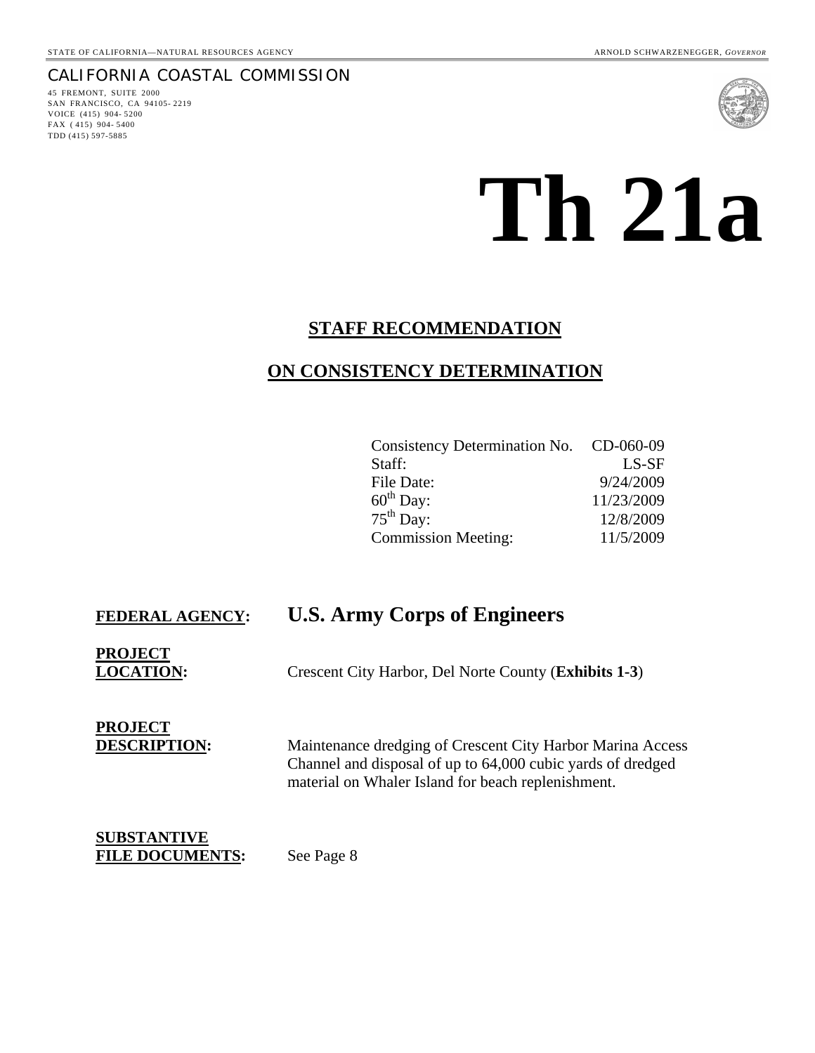STATE OF CALIFORNIA—NATURAL RESOURCES AGENCY ARNOLD SCHWARZENEGGER, *GOVERNOR*

CALIFORNIA COASTAL COMMISSION

45 FREMONT, SUITE 2000
SAN FRANCISCO, CA 94105-2219
VOICE (415) 904-5200
FAX (415) 904-5400
TDD (415) 597-5885

# Th 21a

## STAFF RECOMMENDATION

## ON CONSISTENCY DETERMINATION

| | |
|---|---|
| Consistency Determination No. | CD-060-09 |
| Staff: | LS-SF |
| File Date: | 9/24/2009 |
| 60th Day: | 11/23/2009 |
| 75th Day: | 12/8/2009 |
| Commission Meeting: | 11/5/2009 |

**FEDERAL AGENCY:** **U.S. Army Corps of Engineers**

**PROJECT LOCATION:** Crescent City Harbor, Del Norte County (**Exhibits 1-3**)

**PROJECT DESCRIPTION:** Maintenance dredging of Crescent City Harbor Marina Access Channel and disposal of up to 64,000 cubic yards of dredged material on Whaler Island for beach replenishment.

**SUBSTANTIVE FILE DOCUMENTS:** See Page 8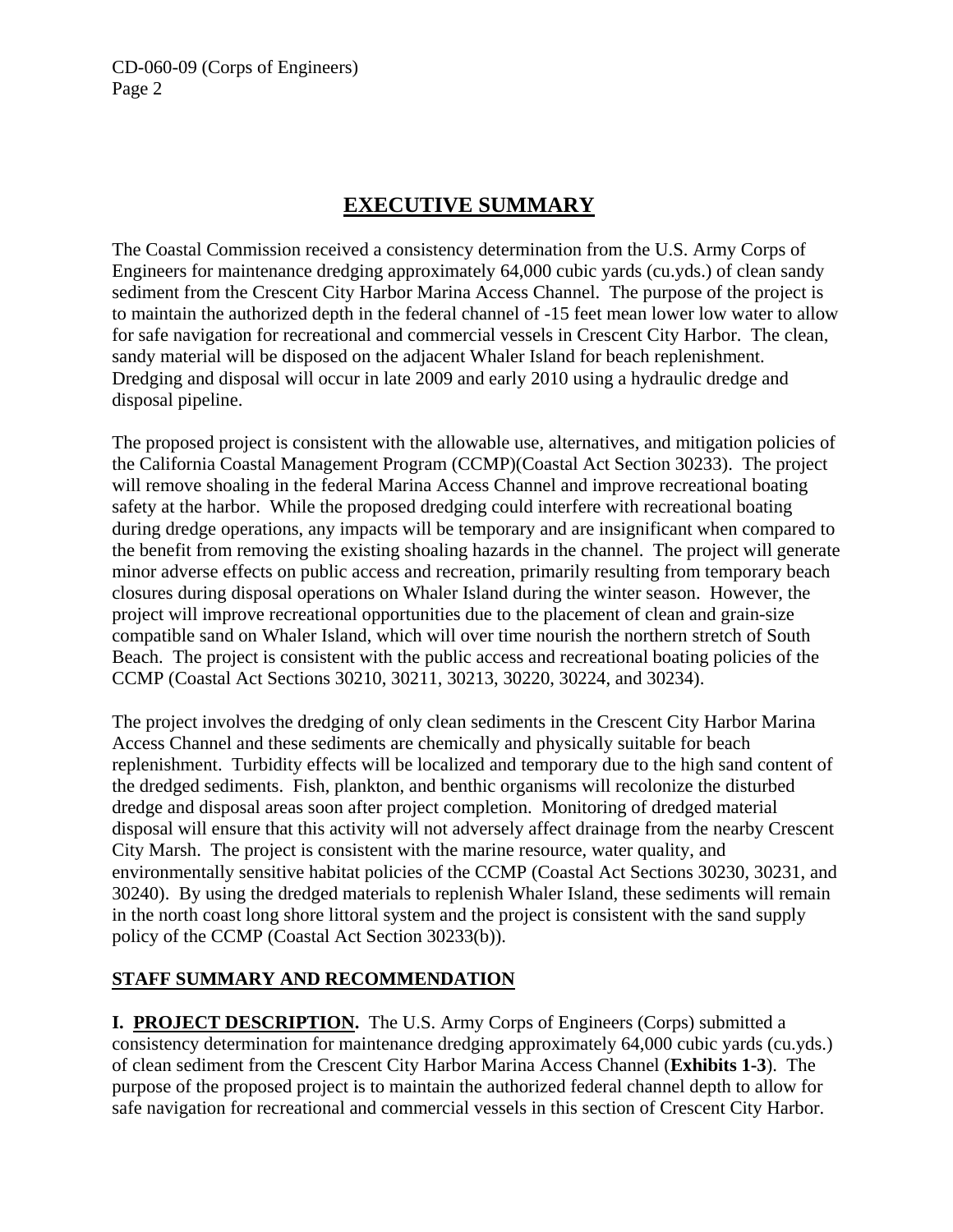# EXECUTIVE SUMMARY

The Coastal Commission received a consistency determination from the U.S. Army Corps of Engineers for maintenance dredging approximately 64,000 cubic yards (cu.yds.) of clean sandy sediment from the Crescent City Harbor Marina Access Channel. The purpose of the project is to maintain the authorized depth in the federal channel of -15 feet mean lower low water to allow for safe navigation for recreational and commercial vessels in Crescent City Harbor. The clean, sandy material will be disposed on the adjacent Whaler Island for beach replenishment. Dredging and disposal will occur in late 2009 and early 2010 using a hydraulic dredge and disposal pipeline.

The proposed project is consistent with the allowable use, alternatives, and mitigation policies of the California Coastal Management Program (CCMP)(Coastal Act Section 30233). The project will remove shoaling in the federal Marina Access Channel and improve recreational boating safety at the harbor. While the proposed dredging could interfere with recreational boating during dredge operations, any impacts will be temporary and are insignificant when compared to the benefit from removing the existing shoaling hazards in the channel. The project will generate minor adverse effects on public access and recreation, primarily resulting from temporary beach closures during disposal operations on Whaler Island during the winter season. However, the project will improve recreational opportunities due to the placement of clean and grain-size compatible sand on Whaler Island, which will over time nourish the northern stretch of South Beach. The project is consistent with the public access and recreational boating policies of the CCMP (Coastal Act Sections 30210, 30211, 30213, 30220, 30224, and 30234).

The project involves the dredging of only clean sediments in the Crescent City Harbor Marina Access Channel and these sediments are chemically and physically suitable for beach replenishment. Turbidity effects will be localized and temporary due to the high sand content of the dredged sediments. Fish, plankton, and benthic organisms will recolonize the disturbed dredge and disposal areas soon after project completion. Monitoring of dredged material disposal will ensure that this activity will not adversely affect drainage from the nearby Crescent City Marsh. The project is consistent with the marine resource, water quality, and environmentally sensitive habitat policies of the CCMP (Coastal Act Sections 30230, 30231, and 30240). By using the dredged materials to replenish Whaler Island, these sediments will remain in the north coast long shore littoral system and the project is consistent with the sand supply policy of the CCMP (Coastal Act Section 30233(b)).

## STAFF SUMMARY AND RECOMMENDATION

**I. PROJECT DESCRIPTION.** The U.S. Army Corps of Engineers (Corps) submitted a consistency determination for maintenance dredging approximately 64,000 cubic yards (cu.yds.) of clean sediment from the Crescent City Harbor Marina Access Channel (**Exhibits 1-3**). The purpose of the proposed project is to maintain the authorized federal channel depth to allow for safe navigation for recreational and commercial vessels in this section of Crescent City Harbor.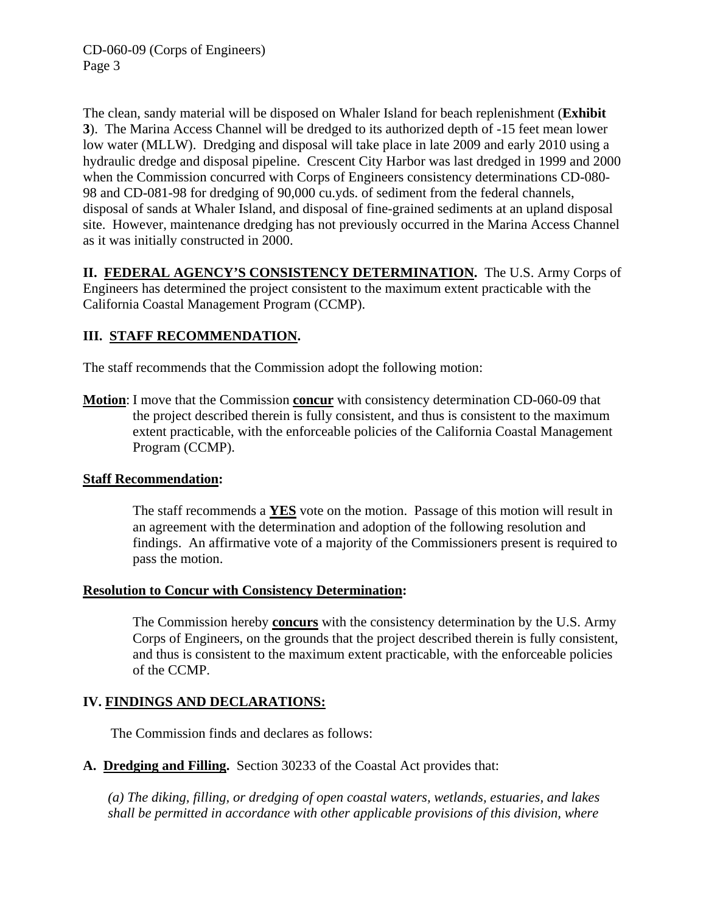The clean, sandy material will be disposed on Whaler Island for beach replenishment (**Exhibit 3**). The Marina Access Channel will be dredged to its authorized depth of -15 feet mean lower low water (MLLW). Dredging and disposal will take place in late 2009 and early 2010 using a hydraulic dredge and disposal pipeline. Crescent City Harbor was last dredged in 1999 and 2000 when the Commission concurred with Corps of Engineers consistency determinations CD-080-98 and CD-081-98 for dredging of 90,000 cu.yds. of sediment from the federal channels, disposal of sands at Whaler Island, and disposal of fine-grained sediments at an upland disposal site. However, maintenance dredging has not previously occurred in the Marina Access Channel as it was initially constructed in 2000.

**II. FEDERAL AGENCY'S CONSISTENCY DETERMINATION.** The U.S. Army Corps of Engineers has determined the project consistent to the maximum extent practicable with the California Coastal Management Program (CCMP).

## III. STAFF RECOMMENDATION.

The staff recommends that the Commission adopt the following motion:

**Motion**: I move that the Commission **concur** with consistency determination CD-060-09 that the project described therein is fully consistent, and thus is consistent to the maximum extent practicable, with the enforceable policies of the California Coastal Management Program (CCMP).

**Staff Recommendation:**

The staff recommends a **YES** vote on the motion. Passage of this motion will result in an agreement with the determination and adoption of the following resolution and findings. An affirmative vote of a majority of the Commissioners present is required to pass the motion.

**Resolution to Concur with Consistency Determination:**

The Commission hereby **concurs** with the consistency determination by the U.S. Army Corps of Engineers, on the grounds that the project described therein is fully consistent, and thus is consistent to the maximum extent practicable, with the enforceable policies of the CCMP.

## IV. FINDINGS AND DECLARATIONS:

The Commission finds and declares as follows:

**A. Dredging and Filling.** Section 30233 of the Coastal Act provides that:

*(a) The diking, filling, or dredging of open coastal waters, wetlands, estuaries, and lakes shall be permitted in accordance with other applicable provisions of this division, where*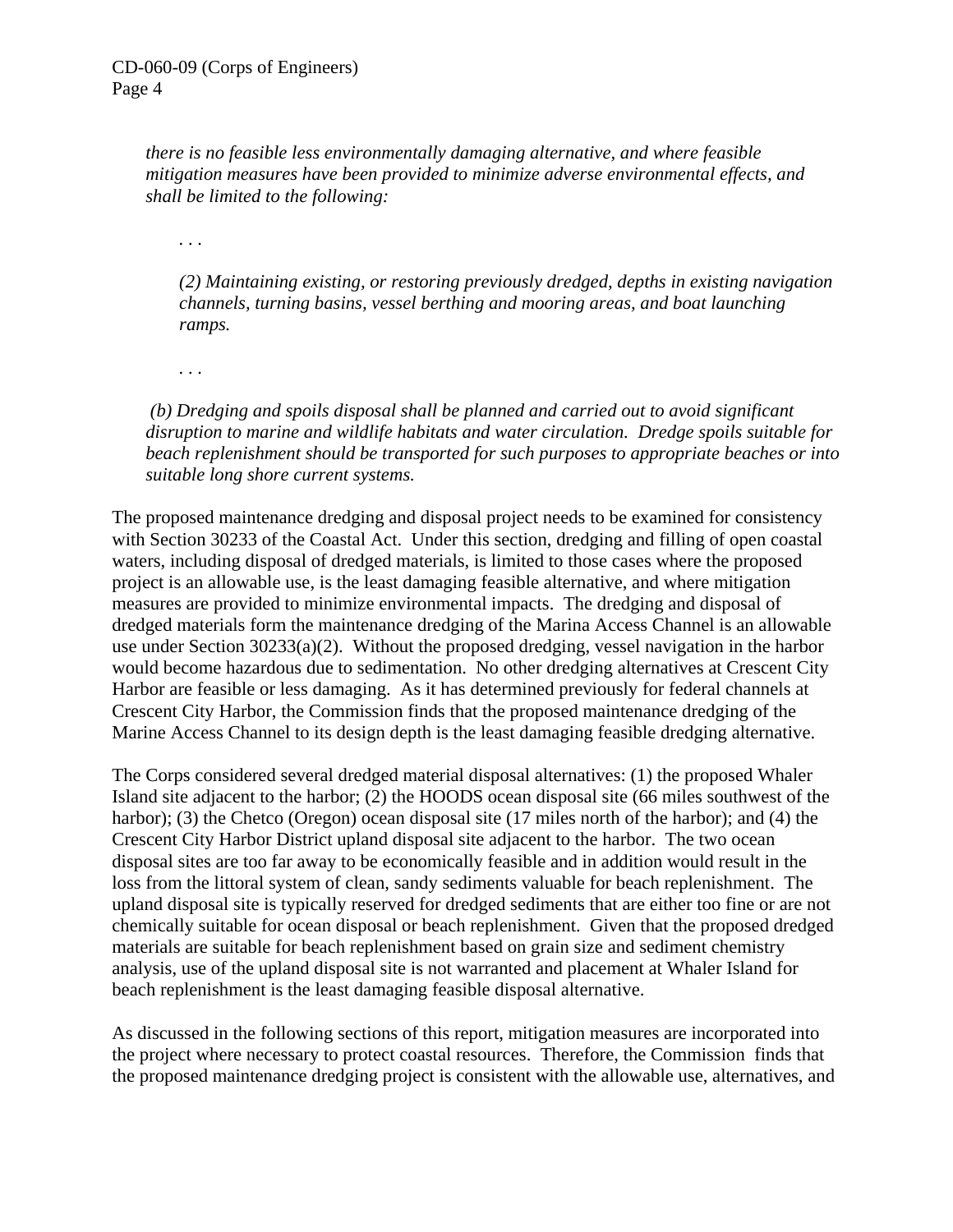*there is no feasible less environmentally damaging alternative, and where feasible mitigation measures have been provided to minimize adverse environmental effects, and shall be limited to the following:*

> . . .
>
> *(2) Maintaining existing, or restoring previously dredged, depths in existing navigation channels, turning basins, vessel berthing and mooring areas, and boat launching ramps.*
>
> . . .

*(b) Dredging and spoils disposal shall be planned and carried out to avoid significant disruption to marine and wildlife habitats and water circulation. Dredge spoils suitable for beach replenishment should be transported for such purposes to appropriate beaches or into suitable long shore current systems.*

The proposed maintenance dredging and disposal project needs to be examined for consistency with Section 30233 of the Coastal Act. Under this section, dredging and filling of open coastal waters, including disposal of dredged materials, is limited to those cases where the proposed project is an allowable use, is the least damaging feasible alternative, and where mitigation measures are provided to minimize environmental impacts. The dredging and disposal of dredged materials form the maintenance dredging of the Marina Access Channel is an allowable use under Section 30233(a)(2). Without the proposed dredging, vessel navigation in the harbor would become hazardous due to sedimentation. No other dredging alternatives at Crescent City Harbor are feasible or less damaging. As it has determined previously for federal channels at Crescent City Harbor, the Commission finds that the proposed maintenance dredging of the Marine Access Channel to its design depth is the least damaging feasible dredging alternative.

The Corps considered several dredged material disposal alternatives: (1) the proposed Whaler Island site adjacent to the harbor; (2) the HOODS ocean disposal site (66 miles southwest of the harbor); (3) the Chetco (Oregon) ocean disposal site (17 miles north of the harbor); and (4) the Crescent City Harbor District upland disposal site adjacent to the harbor. The two ocean disposal sites are too far away to be economically feasible and in addition would result in the loss from the littoral system of clean, sandy sediments valuable for beach replenishment. The upland disposal site is typically reserved for dredged sediments that are either too fine or are not chemically suitable for ocean disposal or beach replenishment. Given that the proposed dredged materials are suitable for beach replenishment based on grain size and sediment chemistry analysis, use of the upland disposal site is not warranted and placement at Whaler Island for beach replenishment is the least damaging feasible disposal alternative.

As discussed in the following sections of this report, mitigation measures are incorporated into the project where necessary to protect coastal resources. Therefore, the Commission finds that the proposed maintenance dredging project is consistent with the allowable use, alternatives, and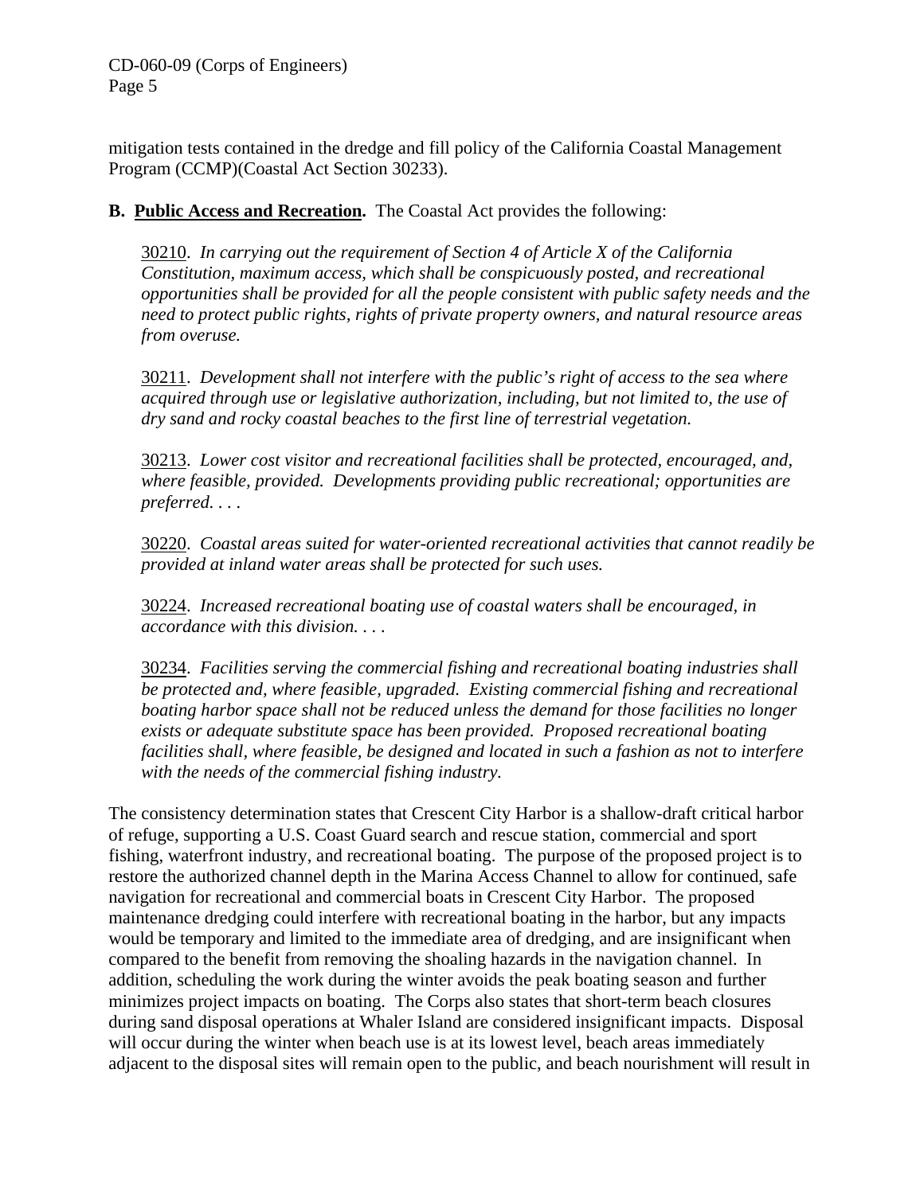mitigation tests contained in the dredge and fill policy of the California Coastal Management Program (CCMP)(Coastal Act Section 30233).

**B. Public Access and Recreation.** The Coastal Act provides the following:

> 30210. *In carrying out the requirement of Section 4 of Article X of the California Constitution, maximum access, which shall be conspicuously posted, and recreational opportunities shall be provided for all the people consistent with public safety needs and the need to protect public rights, rights of private property owners, and natural resource areas from overuse.*
>
> 30211. *Development shall not interfere with the public's right of access to the sea where acquired through use or legislative authorization, including, but not limited to, the use of dry sand and rocky coastal beaches to the first line of terrestrial vegetation.*
>
> 30213. *Lower cost visitor and recreational facilities shall be protected, encouraged, and, where feasible, provided. Developments providing public recreational; opportunities are preferred. . . .*
>
> 30220. *Coastal areas suited for water-oriented recreational activities that cannot readily be provided at inland water areas shall be protected for such uses.*
>
> 30224. *Increased recreational boating use of coastal waters shall be encouraged, in accordance with this division. . . .*
>
> 30234. *Facilities serving the commercial fishing and recreational boating industries shall be protected and, where feasible, upgraded. Existing commercial fishing and recreational boating harbor space shall not be reduced unless the demand for those facilities no longer exists or adequate substitute space has been provided. Proposed recreational boating facilities shall, where feasible, be designed and located in such a fashion as not to interfere with the needs of the commercial fishing industry.*

The consistency determination states that Crescent City Harbor is a shallow-draft critical harbor of refuge, supporting a U.S. Coast Guard search and rescue station, commercial and sport fishing, waterfront industry, and recreational boating. The purpose of the proposed project is to restore the authorized channel depth in the Marina Access Channel to allow for continued, safe navigation for recreational and commercial boats in Crescent City Harbor. The proposed maintenance dredging could interfere with recreational boating in the harbor, but any impacts would be temporary and limited to the immediate area of dredging, and are insignificant when compared to the benefit from removing the shoaling hazards in the navigation channel. In addition, scheduling the work during the winter avoids the peak boating season and further minimizes project impacts on boating. The Corps also states that short-term beach closures during sand disposal operations at Whaler Island are considered insignificant impacts. Disposal will occur during the winter when beach use is at its lowest level, beach areas immediately adjacent to the disposal sites will remain open to the public, and beach nourishment will result in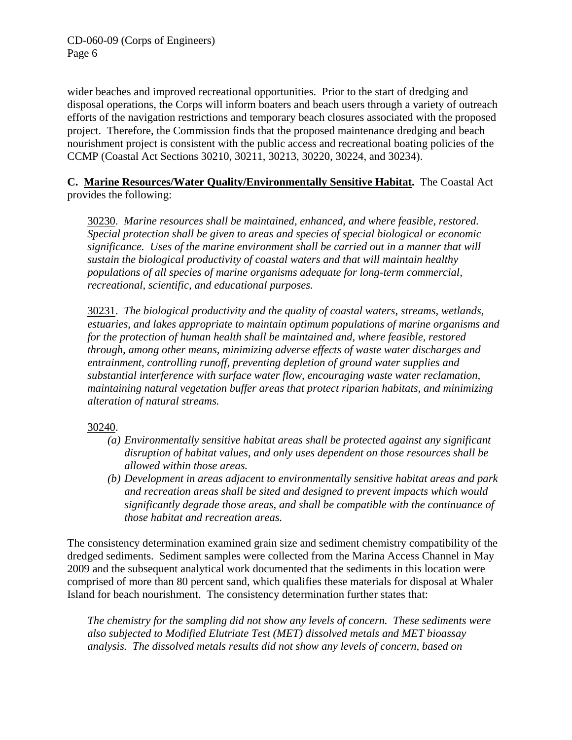wider beaches and improved recreational opportunities. Prior to the start of dredging and disposal operations, the Corps will inform boaters and beach users through a variety of outreach efforts of the navigation restrictions and temporary beach closures associated with the proposed project. Therefore, the Commission finds that the proposed maintenance dredging and beach nourishment project is consistent with the public access and recreational boating policies of the CCMP (Coastal Act Sections 30210, 30211, 30213, 30220, 30224, and 30234).

**C. Marine Resources/Water Quality/Environmentally Sensitive Habitat.** The Coastal Act provides the following:

> 30230. *Marine resources shall be maintained, enhanced, and where feasible, restored. Special protection shall be given to areas and species of special biological or economic significance. Uses of the marine environment shall be carried out in a manner that will sustain the biological productivity of coastal waters and that will maintain healthy populations of all species of marine organisms adequate for long-term commercial, recreational, scientific, and educational purposes.*
>
> 30231. *The biological productivity and the quality of coastal waters, streams, wetlands, estuaries, and lakes appropriate to maintain optimum populations of marine organisms and for the protection of human health shall be maintained and, where feasible, restored through, among other means, minimizing adverse effects of waste water discharges and entrainment, controlling runoff, preventing depletion of ground water supplies and substantial interference with surface water flow, encouraging waste water reclamation, maintaining natural vegetation buffer areas that protect riparian habitats, and minimizing alteration of natural streams.*
>
> 30240.
>
> *(a) Environmentally sensitive habitat areas shall be protected against any significant disruption of habitat values, and only uses dependent on those resources shall be allowed within those areas.*
>
> *(b) Development in areas adjacent to environmentally sensitive habitat areas and park and recreation areas shall be sited and designed to prevent impacts which would significantly degrade those areas, and shall be compatible with the continuance of those habitat and recreation areas.*

The consistency determination examined grain size and sediment chemistry compatibility of the dredged sediments. Sediment samples were collected from the Marina Access Channel in May 2009 and the subsequent analytical work documented that the sediments in this location were comprised of more than 80 percent sand, which qualifies these materials for disposal at Whaler Island for beach nourishment. The consistency determination further states that:

> *The chemistry for the sampling did not show any levels of concern. These sediments were also subjected to Modified Elutriate Test (MET) dissolved metals and MET bioassay analysis. The dissolved metals results did not show any levels of concern, based on*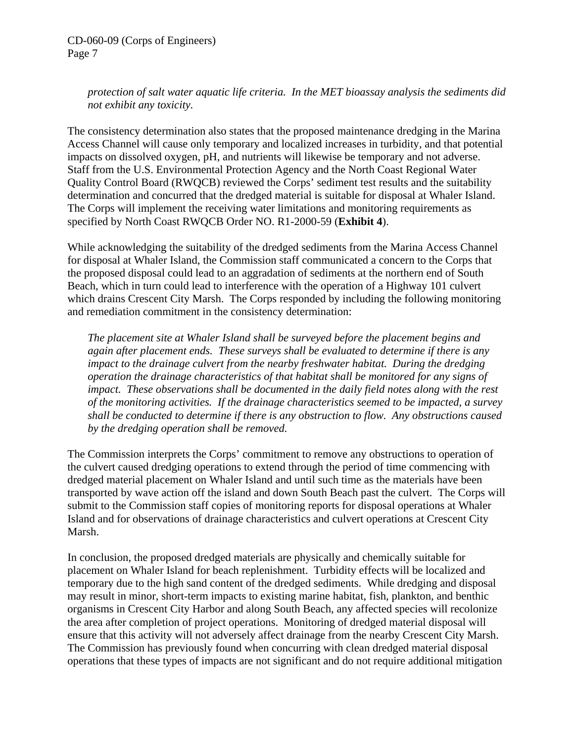*protection of salt water aquatic life criteria. In the MET bioassay analysis the sediments did not exhibit any toxicity.*

The consistency determination also states that the proposed maintenance dredging in the Marina Access Channel will cause only temporary and localized increases in turbidity, and that potential impacts on dissolved oxygen, pH, and nutrients will likewise be temporary and not adverse. Staff from the U.S. Environmental Protection Agency and the North Coast Regional Water Quality Control Board (RWQCB) reviewed the Corps' sediment test results and the suitability determination and concurred that the dredged material is suitable for disposal at Whaler Island. The Corps will implement the receiving water limitations and monitoring requirements as specified by North Coast RWQCB Order NO. R1-2000-59 (**Exhibit 4**).

While acknowledging the suitability of the dredged sediments from the Marina Access Channel for disposal at Whaler Island, the Commission staff communicated a concern to the Corps that the proposed disposal could lead to an aggradation of sediments at the northern end of South Beach, which in turn could lead to interference with the operation of a Highway 101 culvert which drains Crescent City Marsh. The Corps responded by including the following monitoring and remediation commitment in the consistency determination:

*The placement site at Whaler Island shall be surveyed before the placement begins and again after placement ends. These surveys shall be evaluated to determine if there is any impact to the drainage culvert from the nearby freshwater habitat. During the dredging operation the drainage characteristics of that habitat shall be monitored for any signs of impact. These observations shall be documented in the daily field notes along with the rest of the monitoring activities. If the drainage characteristics seemed to be impacted, a survey shall be conducted to determine if there is any obstruction to flow. Any obstructions caused by the dredging operation shall be removed.*

The Commission interprets the Corps' commitment to remove any obstructions to operation of the culvert caused dredging operations to extend through the period of time commencing with dredged material placement on Whaler Island and until such time as the materials have been transported by wave action off the island and down South Beach past the culvert. The Corps will submit to the Commission staff copies of monitoring reports for disposal operations at Whaler Island and for observations of drainage characteristics and culvert operations at Crescent City Marsh.

In conclusion, the proposed dredged materials are physically and chemically suitable for placement on Whaler Island for beach replenishment. Turbidity effects will be localized and temporary due to the high sand content of the dredged sediments. While dredging and disposal may result in minor, short-term impacts to existing marine habitat, fish, plankton, and benthic organisms in Crescent City Harbor and along South Beach, any affected species will recolonize the area after completion of project operations. Monitoring of dredged material disposal will ensure that this activity will not adversely affect drainage from the nearby Crescent City Marsh. The Commission has previously found when concurring with clean dredged material disposal operations that these types of impacts are not significant and do not require additional mitigation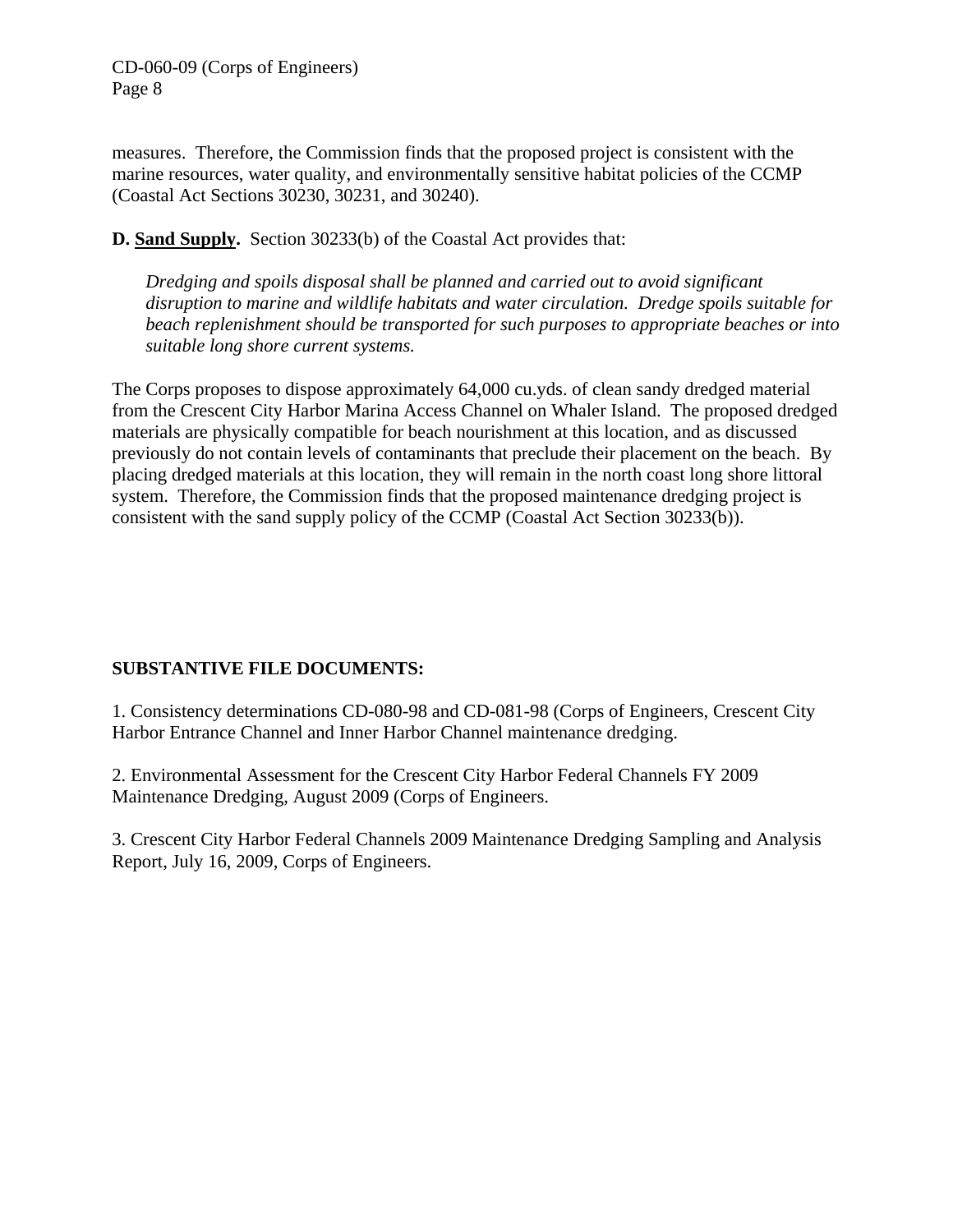measures. Therefore, the Commission finds that the proposed project is consistent with the marine resources, water quality, and environmentally sensitive habitat policies of the CCMP (Coastal Act Sections 30230, 30231, and 30240).

**D. <u>Sand Supply</u>.** Section 30233(b) of the Coastal Act provides that:

> *Dredging and spoils disposal shall be planned and carried out to avoid significant disruption to marine and wildlife habitats and water circulation. Dredge spoils suitable for beach replenishment should be transported for such purposes to appropriate beaches or into suitable long shore current systems.*

The Corps proposes to dispose approximately 64,000 cu.yds. of clean sandy dredged material from the Crescent City Harbor Marina Access Channel on Whaler Island. The proposed dredged materials are physically compatible for beach nourishment at this location, and as discussed previously do not contain levels of contaminants that preclude their placement on the beach. By placing dredged materials at this location, they will remain in the north coast long shore littoral system. Therefore, the Commission finds that the proposed maintenance dredging project is consistent with the sand supply policy of the CCMP (Coastal Act Section 30233(b)).

**SUBSTANTIVE FILE DOCUMENTS:**

1. Consistency determinations CD-080-98 and CD-081-98 (Corps of Engineers, Crescent City Harbor Entrance Channel and Inner Harbor Channel maintenance dredging.

2. Environmental Assessment for the Crescent City Harbor Federal Channels FY 2009 Maintenance Dredging, August 2009 (Corps of Engineers.

3. Crescent City Harbor Federal Channels 2009 Maintenance Dredging Sampling and Analysis Report, July 16, 2009, Corps of Engineers.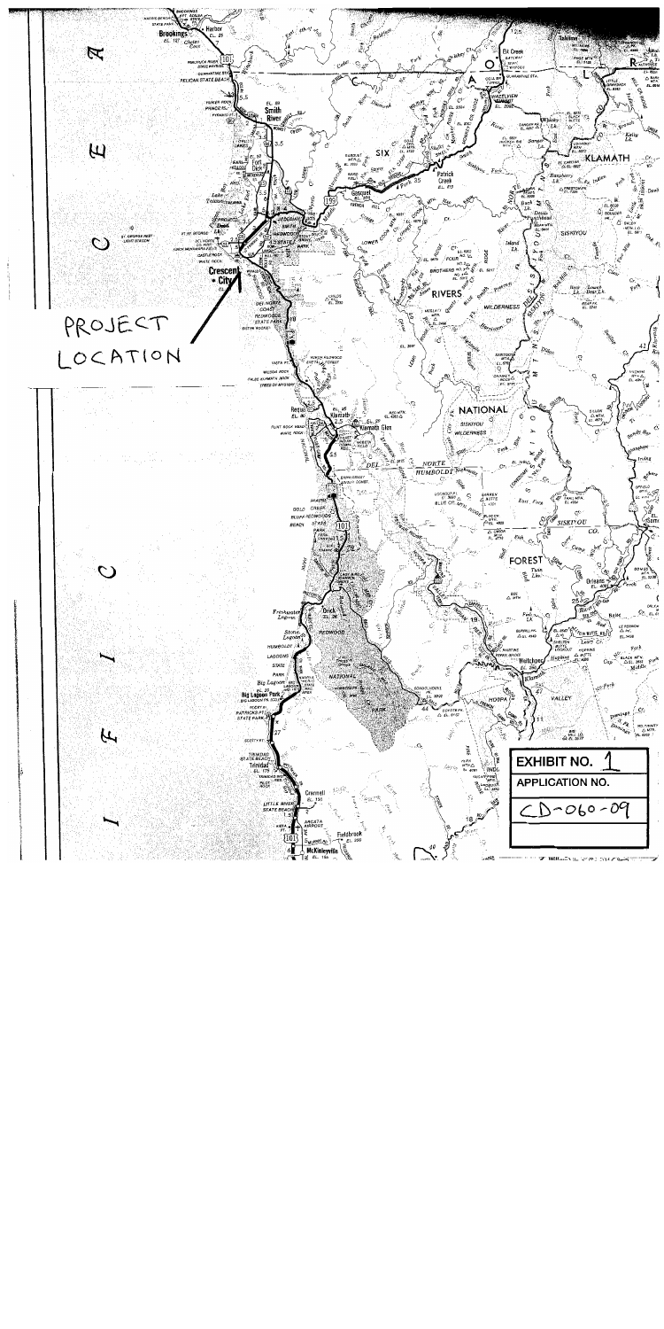PROJECT LOCATION

| EXHIBIT NO. 1 |
| --- |
| APPLICATION NO. |
| CD-060-09 |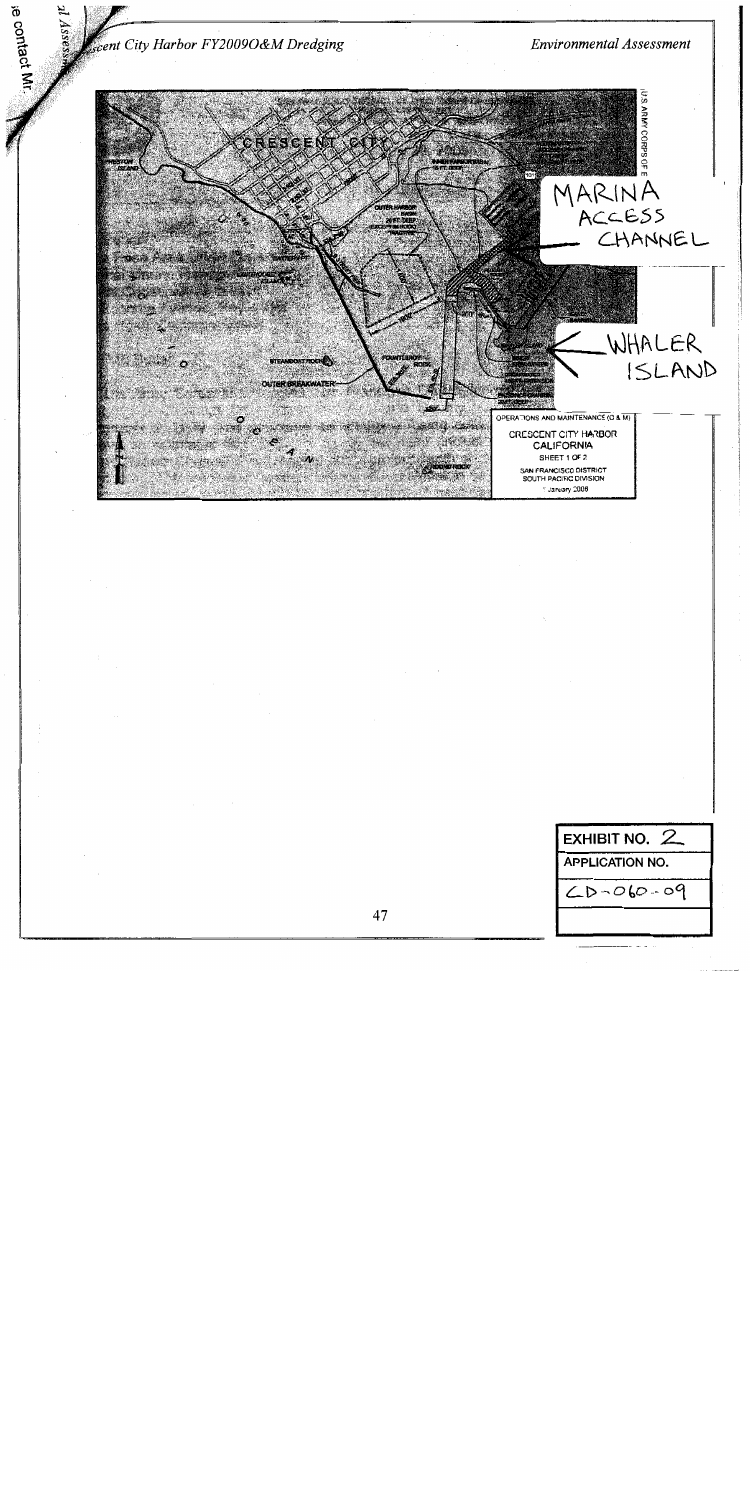MARINA ACCESS CHANNEL

WHALER ISLAND

CRESCENT CITY

OUTER BREAKWATER

OPERATIONS AND MAINTENANCE (O & M)

CRESCENT CITY HARBOR
CALIFORNIA
SHEET 1 OF 2
SAN FRANCISCO DISTRICT
SOUTH PACIFIC DIVISION
January 2008

| EXHIBIT NO. 2 |
| --- |
| APPLICATION NO. |
| CD-060-09 |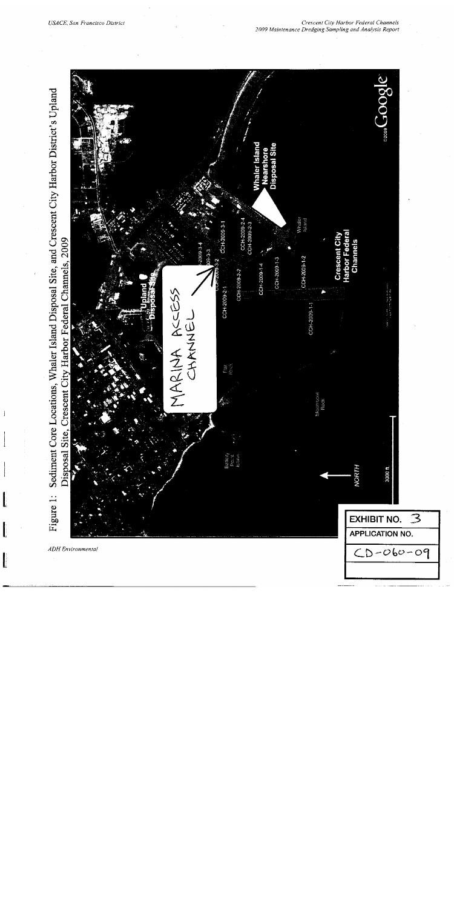Figure 1: Sediment Core Locations, Whaler Island Disposal Site, and Crescent City Harbor District's Upland Disposal Site, Crescent City Harbor Federal Channels, 2009

MARINA ACCESS CHANNEL

Upland Disposal Site

Whaler Island Nearshore Disposal Site

Crescent City Harbor Federal Channels

CCH-2009-3-1
CCH-2009-3-2
CCH-2009-3-3
CCH-2009-3-4
CCH-2009-2-1
CCH-2009-2-2
CCH-2009-2-3
CCH-2009-2-4
CCH-2009-1-1
CCH-2009-1-2
CCH-2009-1-3
CCH-2009-1-4

Battery Point Island

Flat Rock

Sh... Rock

Whaler Island

NORTH

3000 ft.

©2009 Google

EXHIBIT NO. 3

APPLICATION NO.

CD-060-09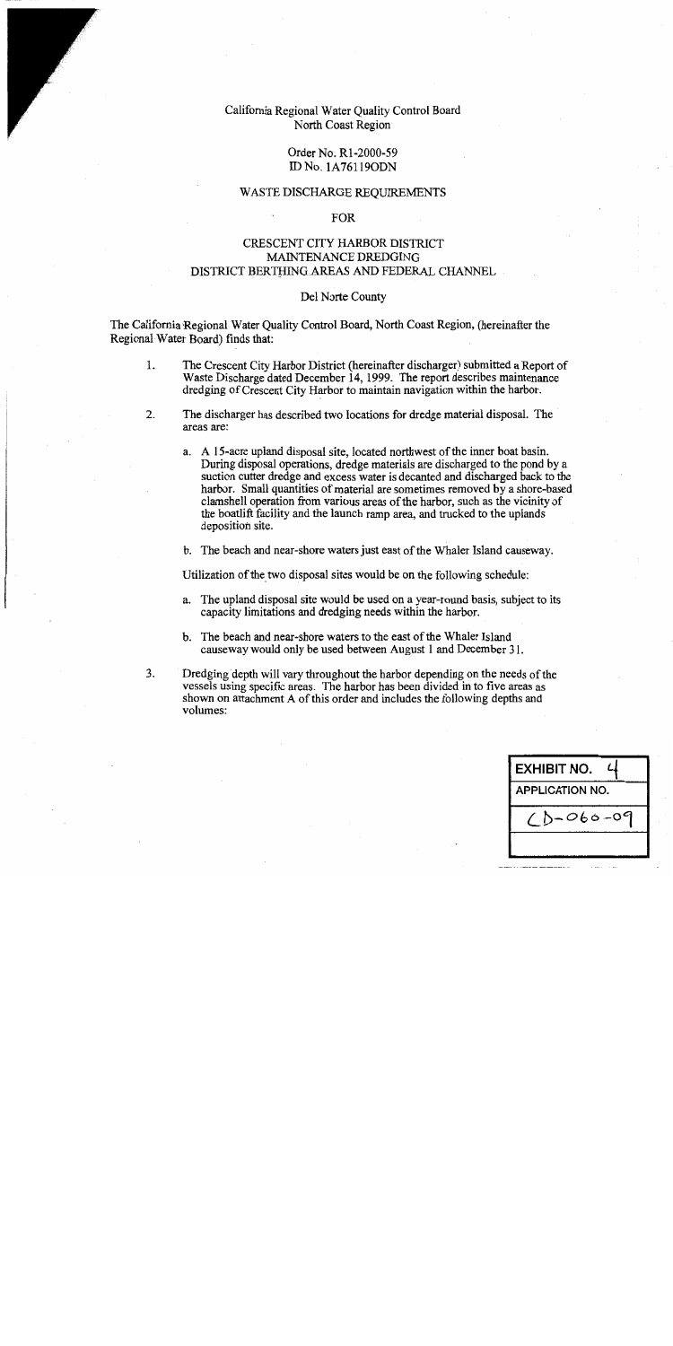California Regional Water Quality Control Board
North Coast Region

Order No. R1-2000-59
ID No. 1A76119ODN

WASTE DISCHARGE REQUIREMENTS

FOR

CRESCENT CITY HARBOR DISTRICT
MAINTENANCE DREDGING
DISTRICT BERTHING AREAS AND FEDERAL CHANNEL

Del Norte County

The California Regional Water Quality Control Board, North Coast Region, (hereinafter the Regional Water Board) finds that:

1. The Crescent City Harbor District (hereinafter discharger) submitted a Report of Waste Discharge dated December 14, 1999. The report describes maintenance dredging of Crescent City Harbor to maintain navigation within the harbor.

2. The discharger has described two locations for dredge material disposal. The areas are:

   a. A 15-acre upland disposal site, located northwest of the inner boat basin. During disposal operations, dredge materials are discharged to the pond by a suction cutter dredge and excess water is decanted and discharged back to the harbor. Small quantities of material are sometimes removed by a shore-based clamshell operation from various areas of the harbor, such as the vicinity of the boatlift facility and the launch ramp area, and trucked to the uplands deposition site.

   b. The beach and near-shore waters just east of the Whaler Island causeway.

   Utilization of the two disposal sites would be on the following schedule:

   a. The upland disposal site would be used on a year-round basis, subject to its capacity limitations and dredging needs within the harbor.

   b. The beach and near-shore waters to the east of the Whaler Island causeway would only be used between August 1 and December 31.

3. Dredging depth will vary throughout the harbor depending on the needs of the vessels using specific areas. The harbor has been divided in to five areas as shown on attachment A of this order and includes the following depths and volumes:

| EXHIBIT NO. 4 |
| --- |
| APPLICATION NO. |
| CD-060-09 |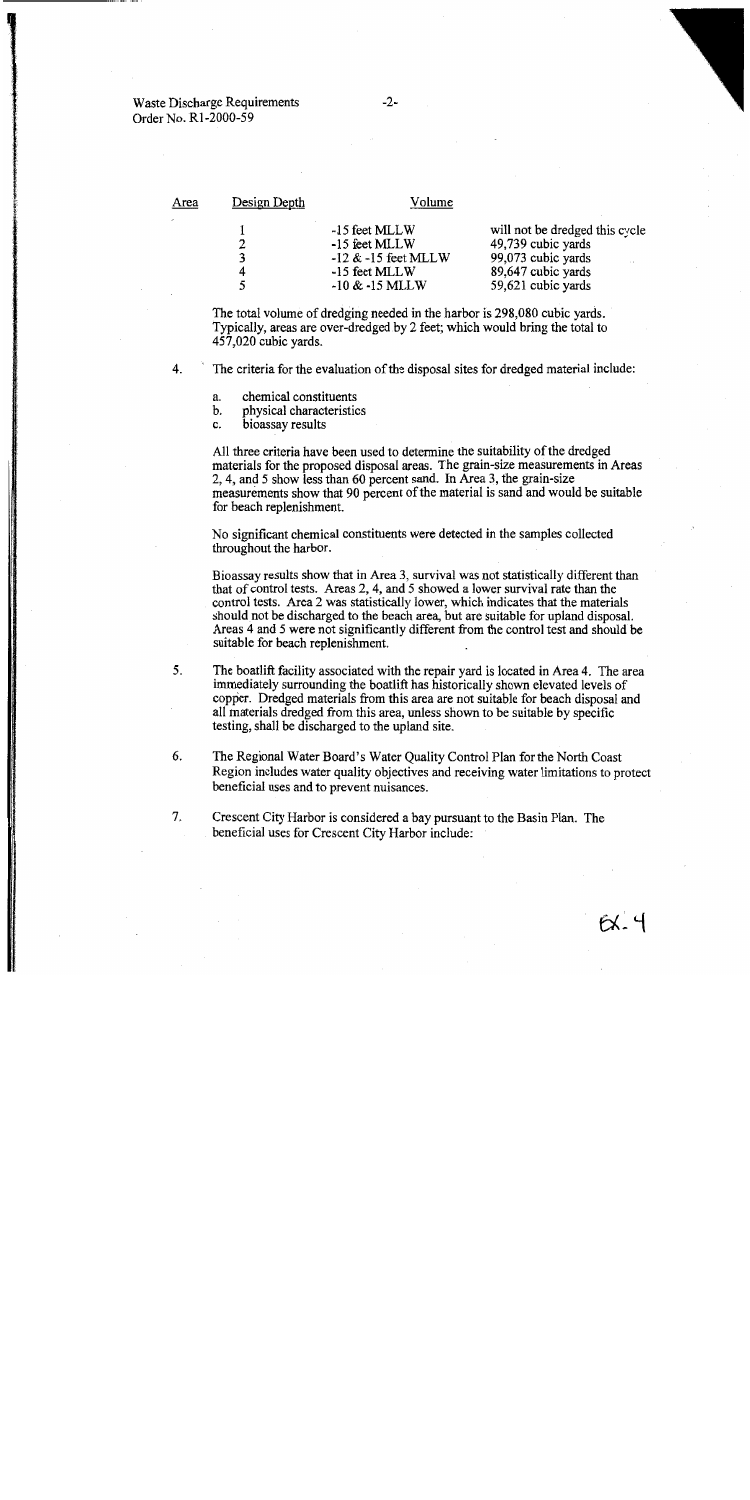| Area | Design Depth | Volume |
|---|---|---|
| 1 | -15 feet MLLW | will not be dredged this cycle |
| 2 | -15 feet MLLW | 49,739 cubic yards |
| 3 | -12 & -15 feet MLLW | 99,073 cubic yards |
| 4 | -15 feet MLLW | 89,647 cubic yards |
| 5 | -10 & -15 MLLW | 59,621 cubic yards |

The total volume of dredging needed in the harbor is 298,080 cubic yards. Typically, areas are over-dredged by 2 feet; which would bring the total to 457,020 cubic yards.

4. The criteria for the evaluation of the disposal sites for dredged material include:

   a. chemical constituents
   b. physical characteristics
   c. bioassay results

   All three criteria have been used to determine the suitability of the dredged materials for the proposed disposal areas. The grain-size measurements in Areas 2, 4, and 5 show less than 60 percent sand. In Area 3, the grain-size measurements show that 90 percent of the material is sand and would be suitable for beach replenishment.

   No significant chemical constituents were detected in the samples collected throughout the harbor.

   Bioassay results show that in Area 3, survival was not statistically different than that of control tests. Areas 2, 4, and 5 showed a lower survival rate than the control tests. Area 2 was statistically lower, which indicates that the materials should not be discharged to the beach area, but are suitable for upland disposal. Areas 4 and 5 were not significantly different from the control test and should be suitable for beach replenishment.

5. The boatlift facility associated with the repair yard is located in Area 4. The area immediately surrounding the boatlift has historically shown elevated levels of copper. Dredged materials from this area are not suitable for beach disposal and all materials dredged from this area, unless shown to be suitable by specific testing, shall be discharged to the upland site.

6. The Regional Water Board's Water Quality Control Plan for the North Coast Region includes water quality objectives and receiving water limitations to protect beneficial uses and to prevent nuisances.

7. Crescent City Harbor is considered a bay pursuant to the Basin Plan. The beneficial uses for Crescent City Harbor include:

Ex. 4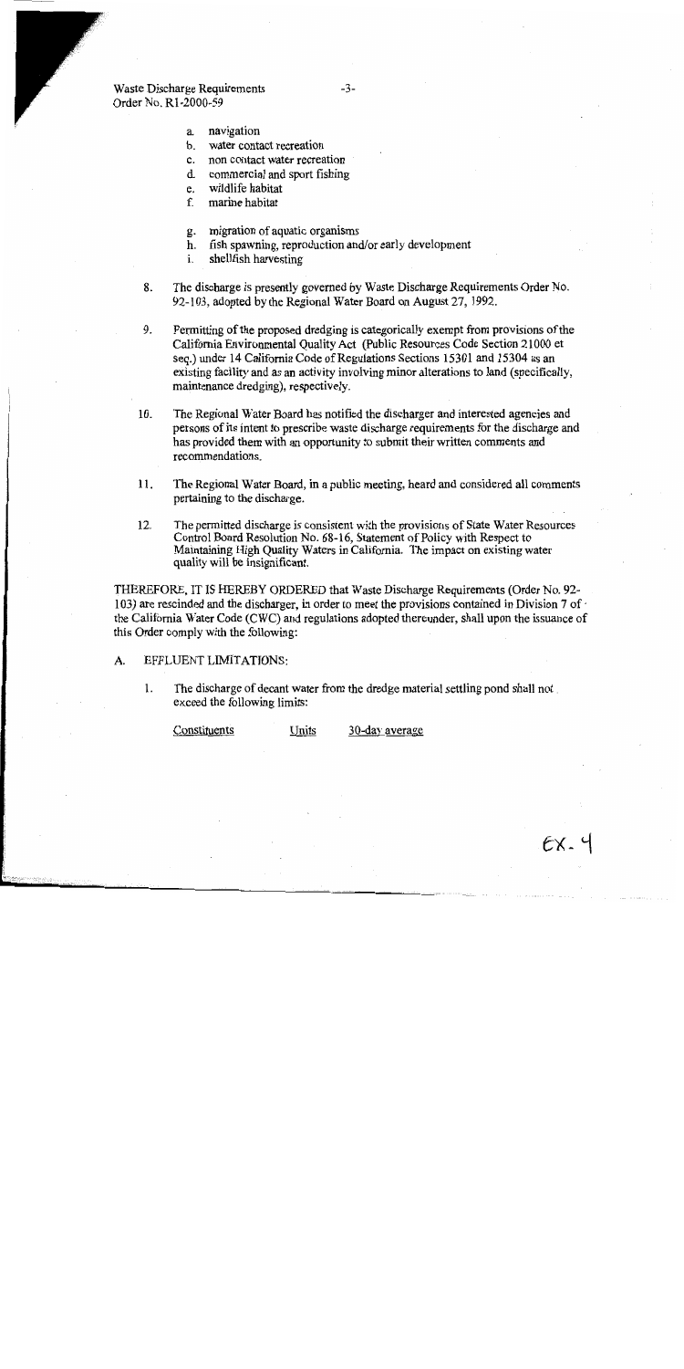a. navigation
b. water contact recreation
c. non contact water recreation
d. commercial and sport fishing
e. wildlife habitat
f. marine habitat
g. migration of aquatic organisms
h. fish spawning, reproduction and/or early development
i. shellfish harvesting

8. The discharge is presently governed by Waste Discharge Requirements Order No. 92-103, adopted by the Regional Water Board on August 27, 1992.

9. Permitting of the proposed dredging is categorically exempt from provisions of the California Environmental Quality Act (Public Resources Code Section 21000 et seq.) under 14 California Code of Regulations Sections 15301 and 15304 as an existing facility and as an activity involving minor alterations to land (specifically, maintenance dredging), respectively.

10. The Regional Water Board has notified the discharger and interested agencies and persons of its intent to prescribe waste discharge requirements for the discharge and has provided them with an opportunity to submit their written comments and recommendations.

11. The Regional Water Board, in a public meeting, heard and considered all comments pertaining to the discharge.

12. The permitted discharge is consistent with the provisions of State Water Resources Control Board Resolution No. 68-16, Statement of Policy with Respect to Maintaining High Quality Waters in California. The impact on existing water quality will be insignificant.

THEREFORE, IT IS HEREBY ORDERED that Waste Discharge Requirements (Order No. 92-103) are rescinded and the discharger, in order to meet the provisions contained in Division 7 of the California Water Code (CWC) and regulations adopted thereunder, shall upon the issuance of this Order comply with the following:

A. EFFLUENT LIMITATIONS:

1. The discharge of decant water from the dredge material settling pond shall not exceed the following limits:

| Constituents | Units | 30-day average |
| --- | --- | --- |

EX. 4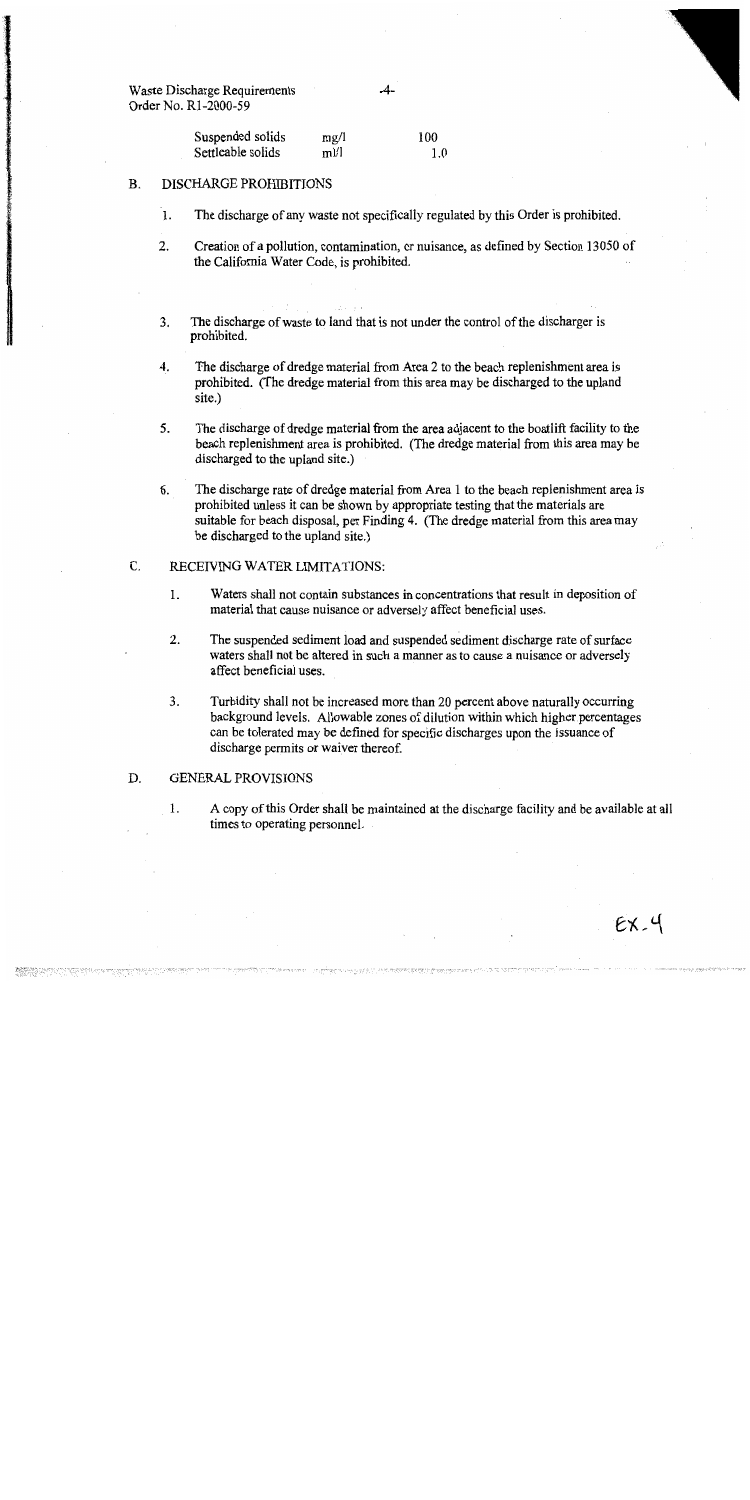| Suspended solids | mg/l | 100 |
|---|---|---|
| Settleable solids | ml/l | 1.0 |

B. DISCHARGE PROHIBITIONS

1. The discharge of any waste not specifically regulated by this Order is prohibited.

2. Creation of a pollution, contamination, or nuisance, as defined by Section 13050 of the California Water Code, is prohibited.

3. The discharge of waste to land that is not under the control of the discharger is prohibited.

4. The discharge of dredge material from Area 2 to the beach replenishment area is prohibited. (The dredge material from this area may be discharged to the upland site.)

5. The discharge of dredge material from the area adjacent to the boatlift facility to the beach replenishment area is prohibited. (The dredge material from this area may be discharged to the upland site.)

6. The discharge rate of dredge material from Area 1 to the beach replenishment area is prohibited unless it can be shown by appropriate testing that the materials are suitable for beach disposal, per Finding 4. (The dredge material from this area may be discharged to the upland site.)

C. RECEIVING WATER LIMITATIONS:

1. Waters shall not contain substances in concentrations that result in deposition of material that cause nuisance or adversely affect beneficial uses.

2. The suspended sediment load and suspended sediment discharge rate of surface waters shall not be altered in such a manner as to cause a nuisance or adversely affect beneficial uses.

3. Turbidity shall not be increased more than 20 percent above naturally occurring background levels. Allowable zones of dilution within which higher percentages can be tolerated may be defined for specific discharges upon the issuance of discharge permits or waiver thereof.

D. GENERAL PROVISIONS

1. A copy of this Order shall be maintained at the discharge facility and be available at all times to operating personnel.

EX. 4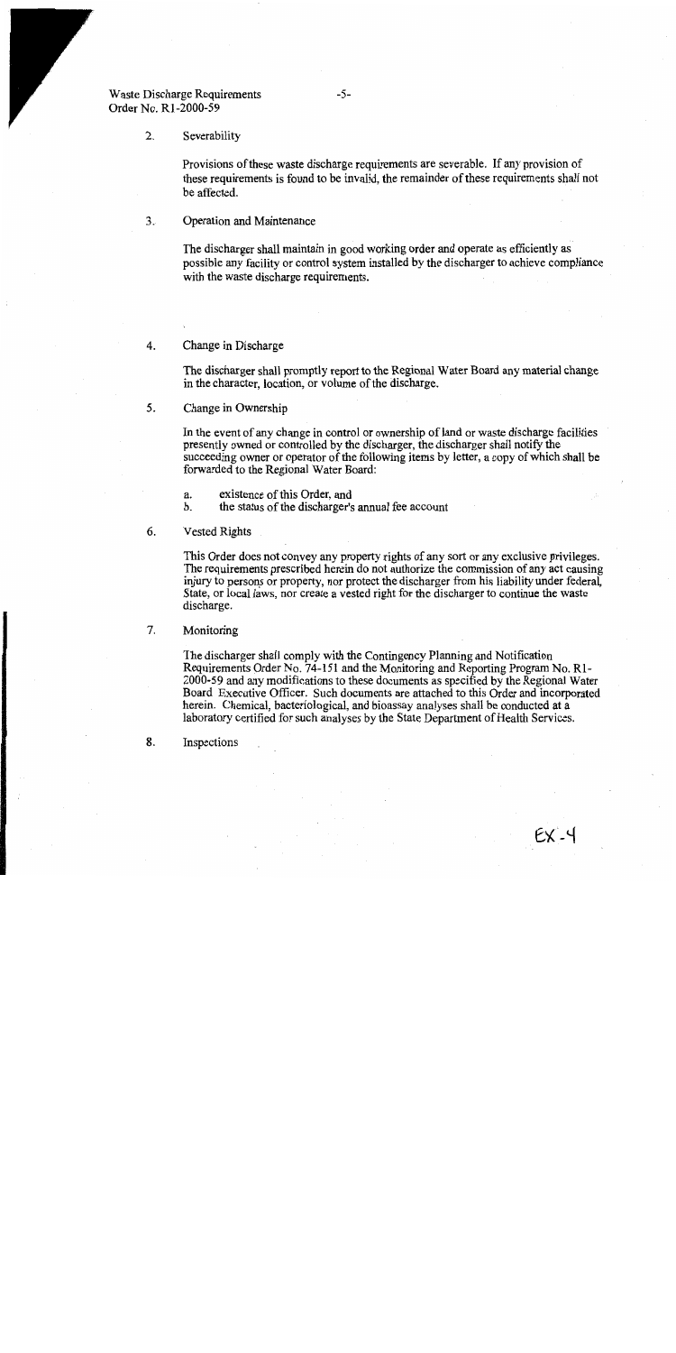2. Severability

   Provisions of these waste discharge requirements are severable. If any provision of these requirements is found to be invalid, the remainder of these requirements shall not be affected.

3. Operation and Maintenance

   The discharger shall maintain in good working order and operate as efficiently as possible any facility or control system installed by the discharger to achieve compliance with the waste discharge requirements.

4. Change in Discharge

   The discharger shall promptly report to the Regional Water Board any material change in the character, location, or volume of the discharge.

5. Change in Ownership

   In the event of any change in control or ownership of land or waste discharge facilities presently owned or controlled by the discharger, the discharger shall notify the succeeding owner or operator of the following items by letter, a copy of which shall be forwarded to the Regional Water Board:

   a. existence of this Order, and
   b. the status of the discharger's annual fee account

6. Vested Rights

   This Order does not convey any property rights of any sort or any exclusive privileges. The requirements prescribed herein do not authorize the commission of any act causing injury to persons or property, nor protect the discharger from his liability under federal, State, or local laws, nor create a vested right for the discharger to continue the waste discharge.

7. Monitoring

   The discharger shall comply with the Contingency Planning and Notification Requirements Order No. 74-151 and the Monitoring and Reporting Program No. R1-2000-59 and any modifications to these documents as specified by the Regional Water Board Executive Officer. Such documents are attached to this Order and incorporated herein. Chemical, bacteriological, and bioassay analyses shall be conducted at a laboratory certified for such analyses by the State Department of Health Services.

8. Inspections

EX-4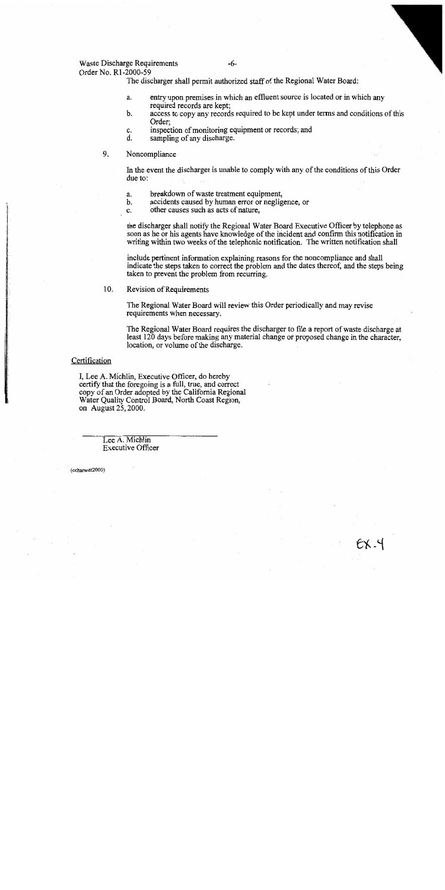The discharger shall permit authorized staff of the Regional Water Board:

a. entry upon premises in which an effluent source is located or in which any required records are kept;
b. access to copy any records required to be kept under terms and conditions of this Order;
c. inspection of monitoring equipment or records; and
d. sampling of any discharge.

9. Noncompliance

In the event the discharger is unable to comply with any of the conditions of this Order due to:

a. breakdown of waste treatment equipment,
b. accidents caused by human error or negligence, or
c. other causes such as acts of nature,

the discharger shall notify the Regional Water Board Executive Officer by telephone as soon as he or his agents have knowledge of the incident and confirm this notification in writing within two weeks of the telephonic notification. The written notification shall include pertinent information explaining reasons for the noncompliance and shall indicate the steps taken to correct the problem and the dates thereof, and the steps being taken to prevent the problem from recurring.

10. Revision of Requirements

The Regional Water Board will review this Order periodically and may revise requirements when necessary.

The Regional Water Board requires the discharger to file a report of waste discharge at least 120 days before making any material change or proposed change in the character, location, or volume of the discharge.

## Certification

I, Lee A. Michlin, Executive Officer, do hereby certify that the foregoing is a full, true, and correct copy of an Order adopted by the California Regional Water Quality Control Board, North Coast Region, on August 25, 2000.

Lee A. Michlin
Executive Officer

(ccharwdr2000)

EX. 4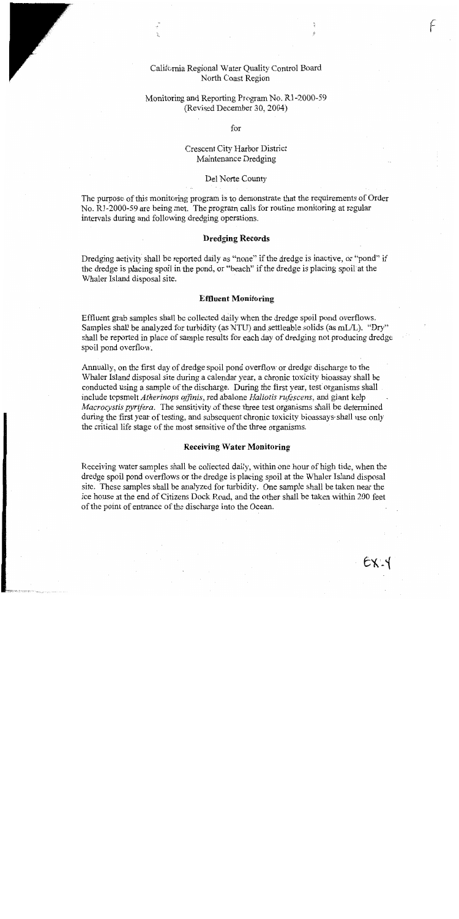California Regional Water Quality Control Board
North Coast Region

Monitoring and Reporting Program No. R1-2000-59
(Revised December 30, 2004)

for

Crescent City Harbor District
Maintenance Dredging

Del Norte County

The purpose of this monitoring program is to demonstrate that the requirements of Order No. R1-2000-59 are being met. The program calls for routine monitoring at regular intervals during and following dredging operations.

## Dredging Records

Dredging activity shall be reported daily as "none" if the dredge is inactive, or "pond" if the dredge is placing spoil in the pond, or "beach" if the dredge is placing spoil at the Whaler Island disposal site.

## Effluent Monitoring

Effluent grab samples shall be collected daily when the dredge spoil pond overflows. Samples shall be analyzed for turbidity (as NTU) and settleable solids (as mL/L). "Dry" shall be reported in place of sample results for each day of dredging not producing dredge spoil pond overflow.

Annually, on the first day of dredge spoil pond overflow or dredge discharge to the Whaler Island disposal site during a calendar year, a chronic toxicity bioassay shall be conducted using a sample of the discharge. During the first year, test organisms shall include topsmelt *Atherinops affinis*, red abalone *Haliotis rufescens*, and giant kelp *Macrocystis pyrifera*. The sensitivity of these three test organisms shall be determined during the first year of testing, and subsequent chronic toxicity bioassays shall use only the critical life stage of the most sensitive of the three organisms.

## Receiving Water Monitoring

Receiving water samples shall be collected daily, within one hour of high tide, when the dredge spoil pond overflows or the dredge is placing spoil at the Whaler Island disposal site. These samples shall be analyzed for turbidity. One sample shall be taken near the ice house at the end of Citizens Dock Road, and the other shall be taken within 200 feet of the point of entrance of the discharge into the Ocean.

EX. 4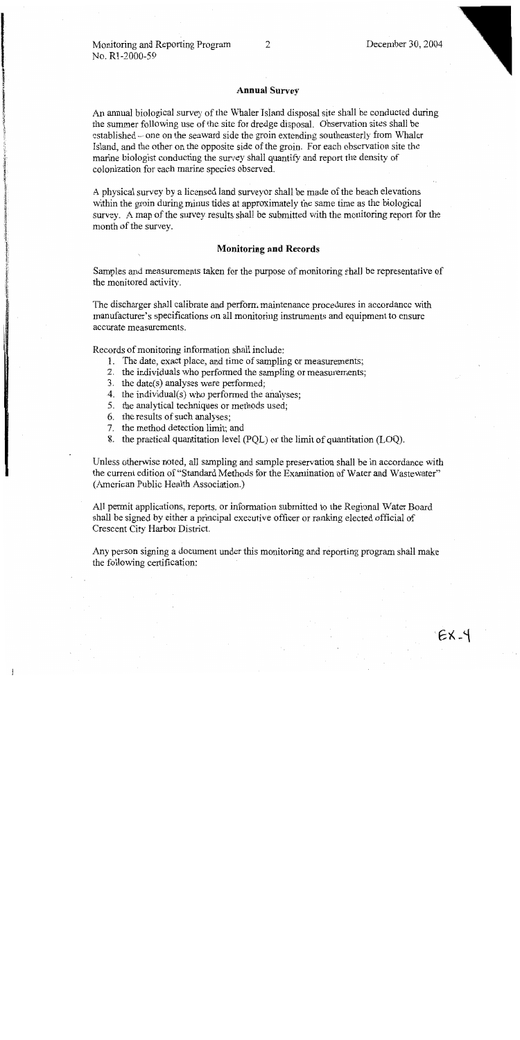## Annual Survey

An annual biological survey of the Whaler Island disposal site shall be conducted during the summer following use of the site for dredge disposal. Observation sites shall be established – one on the seaward side the groin extending southeasterly from Whaler Island, and the other on the opposite side of the groin. For each observation site the marine biologist conducting the survey shall quantify and report the density of colonization for each marine species observed.

A physical survey by a licensed land surveyor shall be made of the beach elevations within the groin during minus tides at approximately the same time as the biological survey. A map of the survey results shall be submitted with the monitoring report for the month of the survey.

## Monitoring and Records

Samples and measurements taken for the purpose of monitoring shall be representative of the monitored activity.

The discharger shall calibrate and perform maintenance procedures in accordance with manufacturer's specifications on all monitoring instruments and equipment to ensure accurate measurements.

Records of monitoring information shall include:

1. The date, exact place, and time of sampling or measurements;
2. the individuals who performed the sampling or measurements;
3. the date(s) analyses were performed;
4. the individual(s) who performed the analyses;
5. the analytical techniques or methods used;
6. the results of such analyses;
7. the method detection limit; and
8. the practical quantitation level (PQL) or the limit of quantitation (LOQ).

Unless otherwise noted, all sampling and sample preservation shall be in accordance with the current edition of "Standard Methods for the Examination of Water and Wastewater" (American Public Health Association.)

All permit applications, reports, or information submitted to the Regional Water Board shall be signed by either a principal executive officer or ranking elected official of Crescent City Harbor District.

Any person signing a document under this monitoring and reporting program shall make the following certification:

EX-4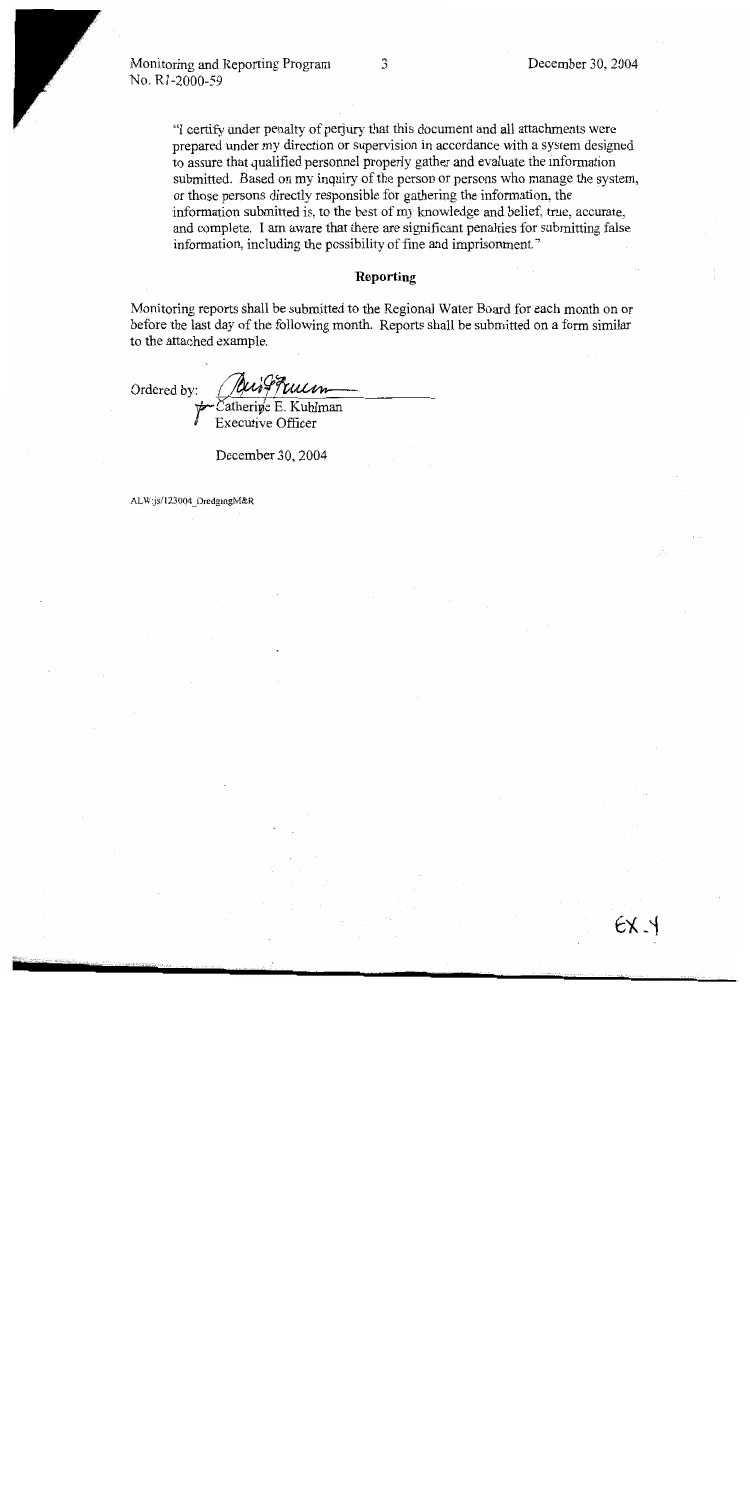"I certify under penalty of perjury that this document and all attachments were prepared under my direction or supervision in accordance with a system designed to assure that qualified personnel properly gather and evaluate the information submitted. Based on my inquiry of the person or persons who manage the system, or those persons directly responsible for gathering the information, the information submitted is, to the best of my knowledge and belief, true, accurate, and complete. I am aware that there are significant penalties for submitting false information, including the possibility of fine and imprisonment."

## Reporting

Monitoring reports shall be submitted to the Regional Water Board for each month on or before the last day of the following month. Reports shall be submitted on a form similar to the attached example.

Ordered by: ______________________
Catherine E. Kuhlman
Executive Officer

December 30, 2004

ALW:js/123004_DredgingM&R

EX. 4